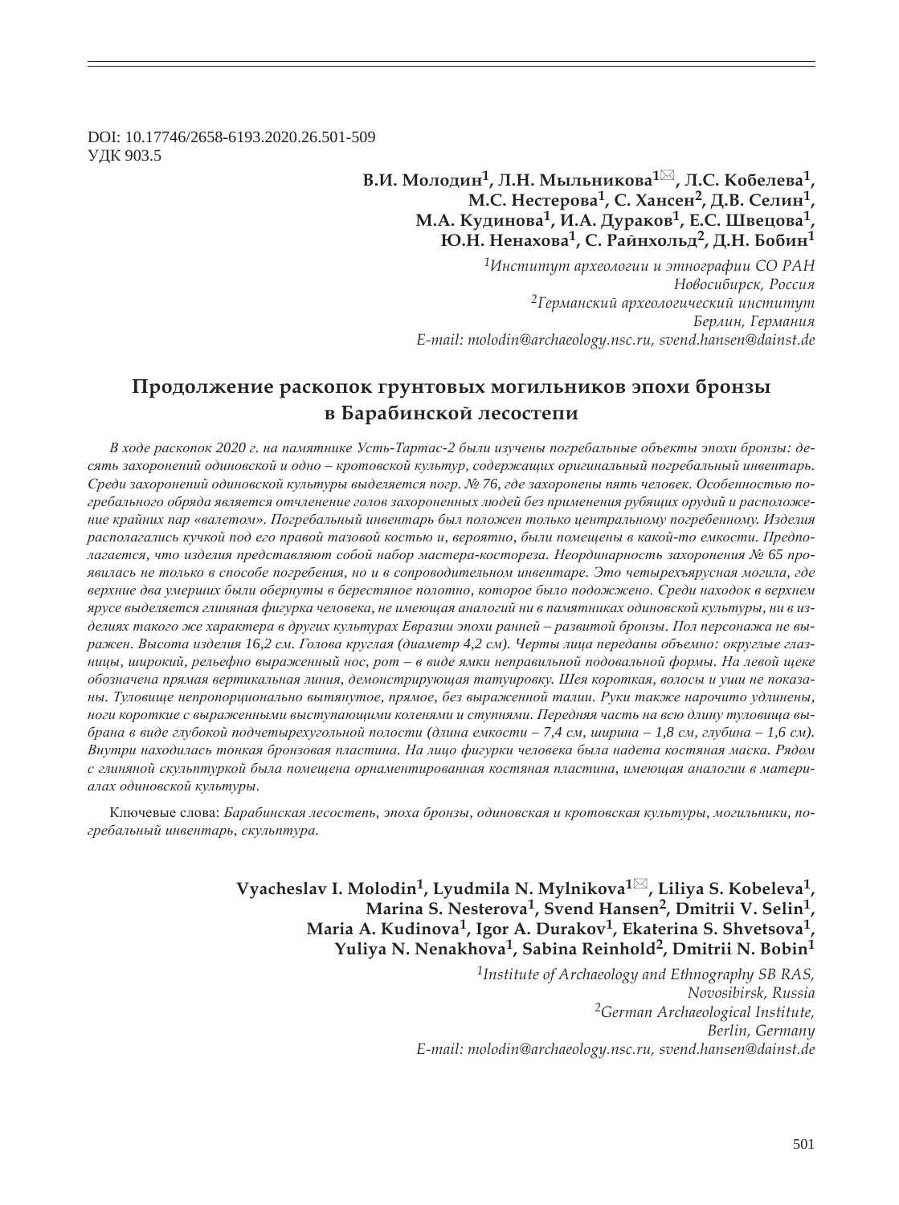DOI: 10.17746/2658-6193.2020.26.501-509
УДК 903.5

**В.И. Молодин[1], Л.Н. Мыльникова[1]✉, Л.С. Кобелева[1], М.С. Нестерова[1], С. Хансен[2], Д.В. Селин[1], М.А. Кудинова[1], И.А. Дураков[1], Е.С. Швецова[1], Ю.Н. Ненахова[1], С. Райнхольд[2], Д.Н. Бобин[1]**

*[1]Институт археологии и этнографии СО РАН*
*Новосибирск, Россия*
*[2]Германский археологический институт*
*Берлин, Германия*
*E-mail: molodin@archaeology.nsc.ru, svend.hansen@dainst.de*

# Продолжение раскопок грунтовых могильников эпохи бронзы в Барабинской лесостепи

*В ходе раскопок 2020 г. на памятнике Усть-Тартас-2 были изучены погребальные объекты эпохи бронзы: десять захоронений одиновской и одно – кротовской культур, содержащих оригинальный погребальный инвентарь. Среди захоронений одиновской культуры выделяется погр. № 76, где захоронены пять человек. Особенностью погребального обряда является отчленение голов захороненных людей без применения рубящих орудий и расположение крайних пар «валетом». Погребальный инвентарь был положен только центральному погребенному. Изделия располагались кучкой под его правой тазовой костью и, вероятно, были помещены в какой-то емкости. Предполагается, что изделия представляют собой набор мастера-костореза. Неординарность захоронения № 65 проявилась не только в способе погребения, но и в сопроводительном инвентаре. Это четырехъярусная могила, где верхние два умерших были обернуты в берестяное полотно, которое было подожжено. Среди находок в верхнем ярусе выделяется глиняная фигурка человека, не имеющая аналогий ни в памятниках одиновской культуры, ни в изделиях такого же характера в других культурах Евразии эпохи ранней – развитой бронзы. Пол персонажа не выражен. Высота изделия 16,2 см. Голова круглая (диаметр 4,2 см). Черты лица переданы объемно: округлые глазницы, широкий, рельефно выраженный нос, рот – в виде ямки неправильной подовальной формы. На левой щеке обозначена прямая вертикальная линия, демонстрирующая татуировку. Шея короткая, волосы и уши не показаны. Туловище непропорционально вытянутое, прямое, без выраженной талии. Руки также нарочито удлинены, ноги короткие с выраженными выступающими коленями и ступнями. Передняя часть на всю длину туловища выбрана в виде глубокой подчетырехугольной полости (длина емкости – 7,4 см, ширина – 1,8 см, глубина – 1,6 см). Внутри находилась тонкая бронзовая пластина. На лицо фигурки человека была надета костяная маска. Рядом с глиняной скульптуркой была помещена орнаментированная костяная пластина, имеющая аналогии в материалах одиновской культуры.*

Ключевые слова: *Барабинская лесостепь, эпоха бронзы, одиновская и кротовская культуры, могильники, погребальный инвентарь, скульптура.*

**Vyacheslav I. Molodin[1], Lyudmila N. Mylnikova[1]✉, Liliya S. Kobeleva[1], Marina S. Nesterova[1], Svend Hansen[2], Dmitrii V. Selin[1], Maria A. Kudinova[1], Igor A. Durakov[1], Ekaterina S. Shvetsova[1], Yuliya N. Nenakhova[1], Sabina Reinhold[2], Dmitrii N. Bobin[1]**

*[1]Institute of Archaeology and Ethnography SB RAS,*
*Novosibirsk, Russia*
*[2]German Archaeological Institute,*
*Berlin, Germany*
*E-mail: molodin@archaeology.nsc.ru, svend.hansen@dainst.de*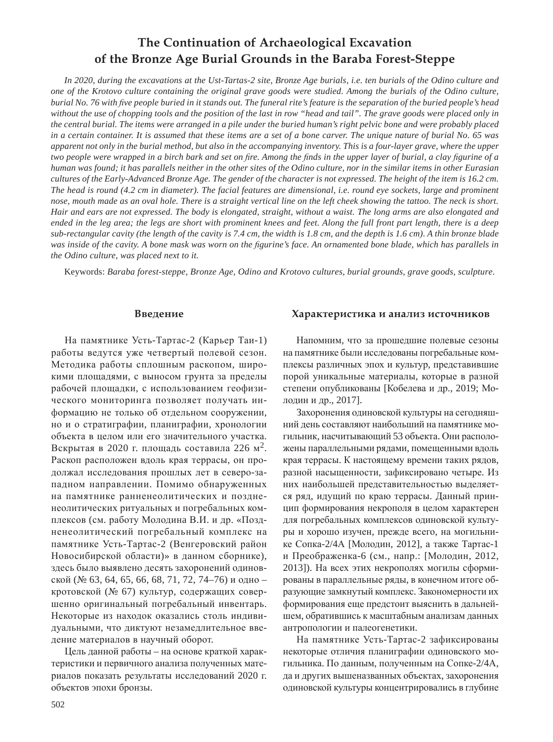# The Continuation of Archaeological Excavation of the Bronze Age Burial Grounds in the Baraba Forest-Steppe

*In 2020, during the excavations at the Ust-Tartas-2 site, Bronze Age burials, i.e. ten burials of the Odino culture and one of the Krotovo culture containing the original grave goods were studied. Among the burials of the Odino culture, burial No. 76 with five people buried in it stands out. The funeral rite's feature is the separation of the buried people's head without the use of chopping tools and the position of the last in row "head and tail". The grave goods were placed only in the central burial. The items were arranged in a pile under the buried human's right pelvic bone and were probably placed in a certain container. It is assumed that these items are a set of a bone carver. The unique nature of burial No. 65 was apparent not only in the burial method, but also in the accompanying inventory. This is a four-layer grave, where the upper two people were wrapped in a birch bark and set on fire. Among the finds in the upper layer of burial, a clay figurine of a human was found; it has parallels neither in the other sites of the Odino culture, nor in the similar items in other Eurasian cultures of the Early-Advanced Bronze Age. The gender of the character is not expressed. The height of the item is 16.2 cm. The head is round (4.2 cm in diameter). The facial features are dimensional, i.e. round eye sockets, large and prominent nose, mouth made as an oval hole. There is a straight vertical line on the left cheek showing the tattoo. The neck is short. Hair and ears are not expressed. The body is elongated, straight, without a waist. The long arms are also elongated and ended in the leg area; the legs are short with prominent knees and feet. Along the full front part length, there is a deep sub-rectangular cavity (the length of the cavity is 7.4 cm, the width is 1.8 cm, and the depth is 1.6 cm). A thin bronze blade was inside of the cavity. A bone mask was worn on the figurine's face. An ornamented bone blade, which has parallels in the Odino culture, was placed next to it.*

Keywords: *Baraba forest-steppe, Bronze Age, Odino and Krotovo cultures, burial grounds, grave goods, sculpture.*

## Введение

На памятнике Усть-Тартас-2 (Карьер Таи-1) работы ведутся уже четвертый полевой сезон. Методика работы сплошным раскопом, широкими площадями, с выносом грунта за пределы рабочей площадки, с использованием геофизического мониторинга позволяет получать информацию не только об отдельном сооружении, но и о стратиграфии, планиграфии, хронологии объекта в целом или его значительного участка. Вскрытая в 2020 г. площадь составила 226 м$^2$. Раскоп расположен вдоль края террасы, он продолжал исследования прошлых лет в северо-западном направлении. Помимо обнаруженных на памятнике ранненеолитических и поздненеолитических ритуальных и погребальных комплексов (см. работу Молодина В.И. и др. «Поздненеолитический погребальный комплекс на памятнике Усть-Тартас-2 (Венгеровский район Новосибирской области)» в данном сборнике), здесь было выявлено десять захоронений одиновской (№ 63, 64, 65, 66, 68, 71, 72, 74–76) и одно – кротовской (№ 67) культур, содержащих совершенно оригинальный погребальный инвентарь. Некоторые из находок оказались столь индивидуальными, что диктуют незамедлительное введение материалов в научный оборот.

Цель данной работы – на основе краткой характеристики и первичного анализа полученных материалов показать результаты исследований 2020 г. объектов эпохи бронзы.

## Характеристика и анализ источников

Напомним, что за прошедшие полевые сезоны на памятнике были исследованы погребальные комплексы различных эпох и культур, представившие порой уникальные материалы, которые в разной степени опубликованы [Кобелева и др., 2019; Молодин и др., 2017].

Захоронения одиновской культуры на сегодняшний день составляют наибольший на памятнике могильник, насчитывающий 53 объекта. Они расположены параллельными рядами, помещенными вдоль края террасы. К настоящему времени таких рядов, разной насыщенности, зафиксировано четыре. Из них наибольшей представительностью выделяется ряд, идущий по краю террасы. Данный принцип формирования некрополя в целом характерен для погребальных комплексов одиновской культуры и хорошо изучен, прежде всего, на могильнике Сопка-2/4А [Молодин, 2012], а также Тартас-1 и Преображенка-6 (см., напр.: [Молодин, 2012, 2013]). На всех этих некрополях могилы сформированы в параллельные ряды, в конечном итоге образующие замкнутый комплекс. Закономерности их формирования еще предстоит выяснить в дальнейшем, обратившись к масштабным анализам данных антропологии и палеогенетики.

На памятнике Усть-Тартас-2 зафиксированы некоторые отличия планиграфии одиновского могильника. По данным, полученным на Сопке-2/4А, да и других вышеназванных объектах, захоронения одиновской культуры концентрировались в глубине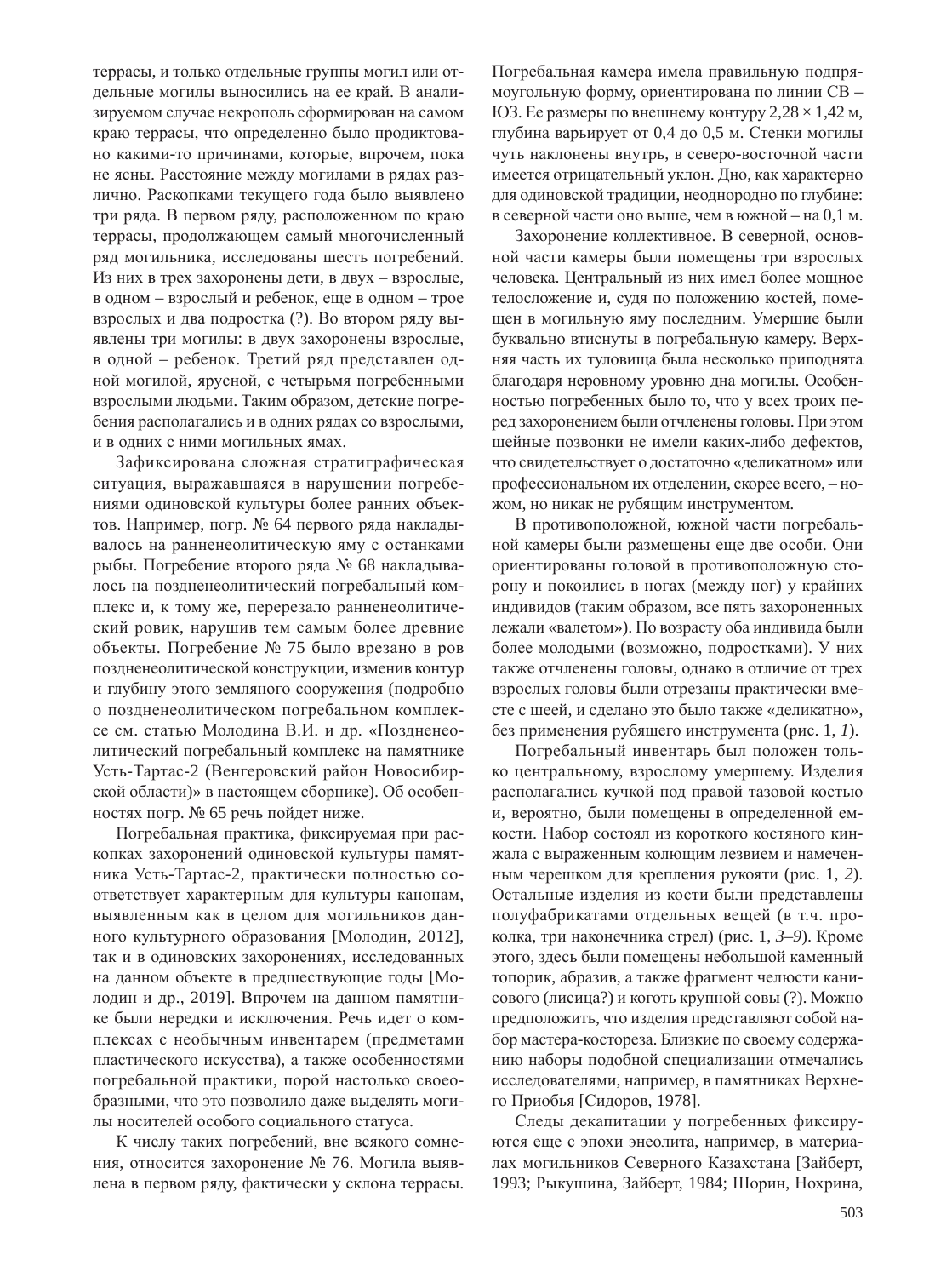террасы, и только отдельные группы могил или отдельные могилы выносились на ее край. В анализируемом случае некрополь сформирован на самом краю террасы, что определенно было продиктовано какими-то причинами, которые, впрочем, пока не ясны. Расстояние между могилами в рядах различно. Раскопками текущего года было выявлено три ряда. В первом ряду, расположенном по краю террасы, продолжающем самый многочисленный ряд могильника, исследованы шесть погребений. Из них в трех захоронены дети, в двух – взрослые, в одном – взрослый и ребенок, еще в одном – трое взрослых и два подростка (?). Во втором ряду выявлены три могилы: в двух захоронены взрослые, в одной – ребенок. Третий ряд представлен одной могилой, ярусной, с четырьмя погребенными взрослыми людьми. Таким образом, детские погребения располагались и в одних рядах со взрослыми, и в одних с ними могильных ямах.

Зафиксирована сложная стратиграфическая ситуация, выражавшаяся в нарушении погребениями одиновской культуры более ранних объектов. Например, погр. № 64 первого ряда накладывалось на ранненеолитическую яму с останками рыбы. Погребение второго ряда № 68 накладывалось на поздненеолитический погребальный комплекс и, к тому же, перерезало ранненеолитический ровик, нарушив тем самым более древние объекты. Погребение № 75 было врезано в ров поздненеолитической конструкции, изменив контур и глубину этого земляного сооружения (подробно о поздненеолитическом погребальном комплексе см. статью Молодина В.И. и др. «Поздненеолитический погребальный комплекс на памятнике Усть-Тартас-2 (Венгеровский район Новосибирской области)» в настоящем сборнике). Об особенностях погр. № 65 речь пойдет ниже.

Погребальная практика, фиксируемая при раскопках захоронений одиновской культуры памятника Усть-Тартас-2, практически полностью соответствует характерным для культуры канонам, выявленным как в целом для могильников данного культурного образования [Молодин, 2012], так и в одиновских захоронениях, исследованных на данном объекте в предшествующие годы [Молодин и др., 2019]. Впрочем на данном памятнике были нередки и исключения. Речь идет о комплексах с необычным инвентарем (предметами пластического искусства), а также особенностями погребальной практики, порой настолько своеобразными, что это позволило даже выделять могилы носителей особого социального статуса.

К числу таких погребений, вне всякого сомнения, относится захоронение № 76. Могила выявлена в первом ряду, фактически у склона террасы. Погребальная камера имела правильную подпрямоугольную форму, ориентирована по линии СВ – ЮЗ. Ее размеры по внешнему контуру 2,28 × 1,42 м, глубина варьирует от 0,4 до 0,5 м. Стенки могилы чуть наклонены внутрь, в северо-восточной части имеется отрицательный уклон. Дно, как характерно для одиновской традиции, неоднородно по глубине: в северной части оно выше, чем в южной – на 0,1 м.

Захоронение коллективное. В северной, основной части камеры были помещены три взрослых человека. Центральный из них имел более мощное телосложение и, судя по положению костей, помещен в могильную яму последним. Умершие были буквально втиснуты в погребальную камеру. Верхняя часть их туловища была несколько приподнята благодаря неровному уровню дна могилы. Особенностью погребенных было то, что у всех троих перед захоронением были отчленены головы. При этом шейные позвонки не имели каких-либо дефектов, что свидетельствует о достаточно «деликатном» или профессиональном их отделении, скорее всего, – ножом, но никак не рубящим инструментом.

В противоположной, южной части погребальной камеры были размещены еще две особи. Они ориентированы головой в противоположную сторону и покоились в ногах (между ног) у крайних индивидов (таким образом, все пять захороненных лежали «валетом»). По возрасту оба индивида были более молодыми (возможно, подростками). У них также отчленены головы, однако в отличие от трех взрослых головы были отрезаны практически вместе с шеей, и сделано это было также «деликатно», без применения рубящего инструмента (рис. 1, *1*).

Погребальный инвентарь был положен только центральному, взрослому умершему. Изделия располагались кучкой под правой тазовой костью и, вероятно, были помещены в определенной емкости. Набор состоял из короткого костяного кинжала с выраженным колющим лезвием и намеченным черешком для крепления рукояти (рис. 1, *2*). Остальные изделия из кости были представлены полуфабрикатами отдельных вещей (в т.ч. проколка, три наконечника стрел) (рис. 1, *3–9*). Кроме этого, здесь были помещены небольшой каменный топорик, абразив, а также фрагмент челюсти канисового (лисица?) и коготь крупной совы (?). Можно предположить, что изделия представляют собой набор мастера-костореза. Близкие по своему содержанию наборы подобной специализации отмечались исследователями, например, в памятниках Верхнего Приобья [Сидоров, 1978].

Следы декапитации у погребенных фиксируются еще с эпохи энеолита, например, в материалах могильников Северного Казахстана [Зайберт, 1993; Рыкушина, Зайберт, 1984; Шорин, Нохрина,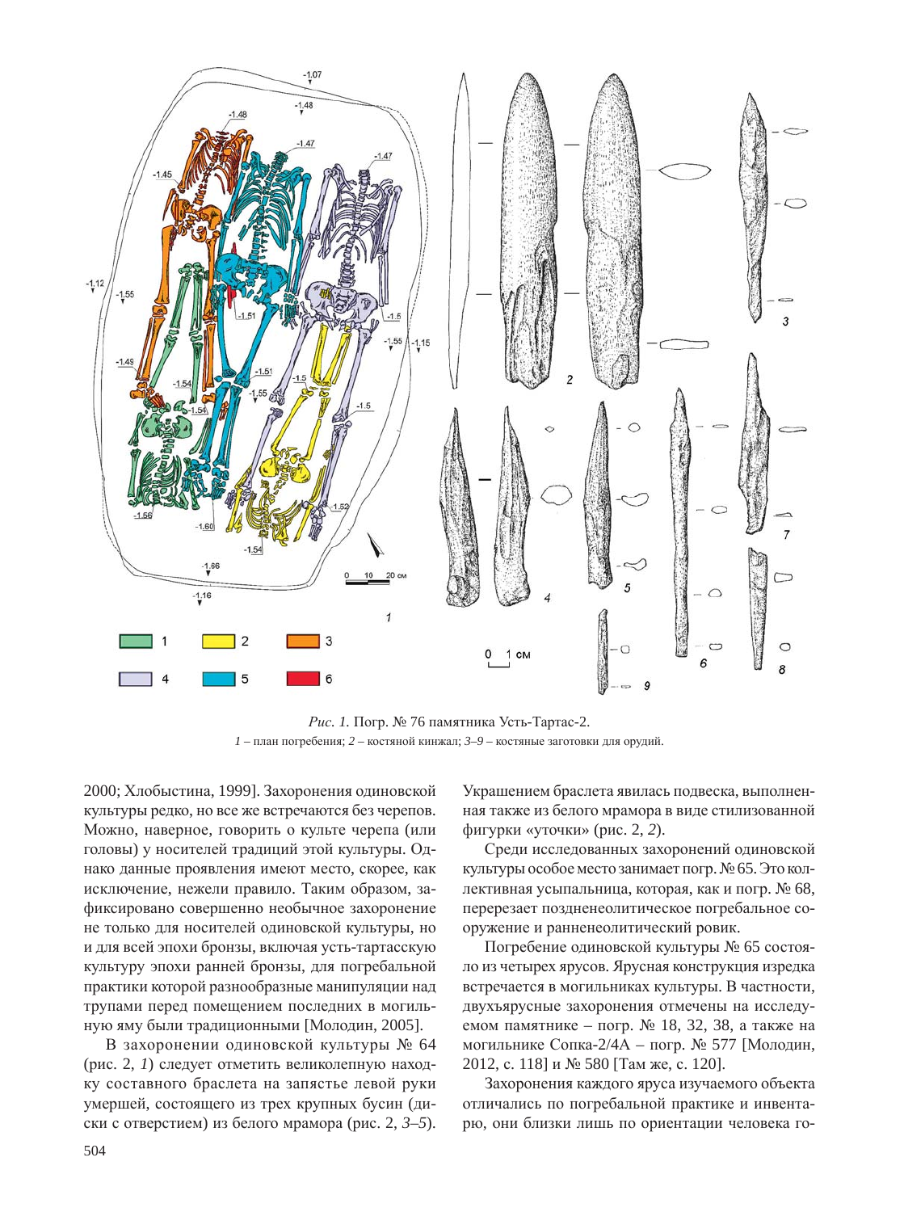*Рис. 1.* Погр. № 76 памятника Усть-Тартас-2.
*1* – план погребения; *2* – костяной кинжал; *3–9* – костяные заготовки для орудий.

2000; Хлобыстина, 1999]. Захоронения одиновской культуры редко, но все же встречаются без черепов. Можно, наверное, говорить о культе черепа (или головы) у носителей традиций этой культуры. Однако данные проявления имеют место, скорее, как исключение, нежели правило. Таким образом, зафиксировано совершенно необычное захоронение не только для носителей одиновской культуры, но и для всей эпохи бронзы, включая усть-тартасскую культуру эпохи ранней бронзы, для погребальной практики которой разнообразные манипуляции над трупами перед помещением последних в могильную яму были традиционными [Молодин, 2005].

В захоронении одиновской культуры № 64 (рис. 2, *1*) следует отметить великолепную находку составного браслета на запястье левой руки умершей, состоящего из трех крупных бусин (диски с отверстием) из белого мрамора (рис. 2, *3–5*). Украшением браслета явилась подвеска, выполненная также из белого мрамора в виде стилизованной фигурки «уточки» (рис. 2, *2*).

Среди исследованных захоронений одиновской культуры особое место занимает погр. № 65. Это коллективная усыпальница, которая, как и погр. № 68, перерезает поздненеолитическое погребальное сооружение и ранненеолитический ровик.

Погребение одиновской культуры № 65 состояло из четырех ярусов. Ярусная конструкция изредка встречается в могильниках культуры. В частности, двухъярусные захоронения отмечены на исследуемом памятнике – погр. № 18, 32, 38, а также на могильнике Сопка-2/4А – погр. № 577 [Молодин, 2012, с. 118] и № 580 [Там же, с. 120].

Захоронения каждого яруса изучаемого объекта отличались по погребальной практике и инвентарю, они близки лишь по ориентации человека го-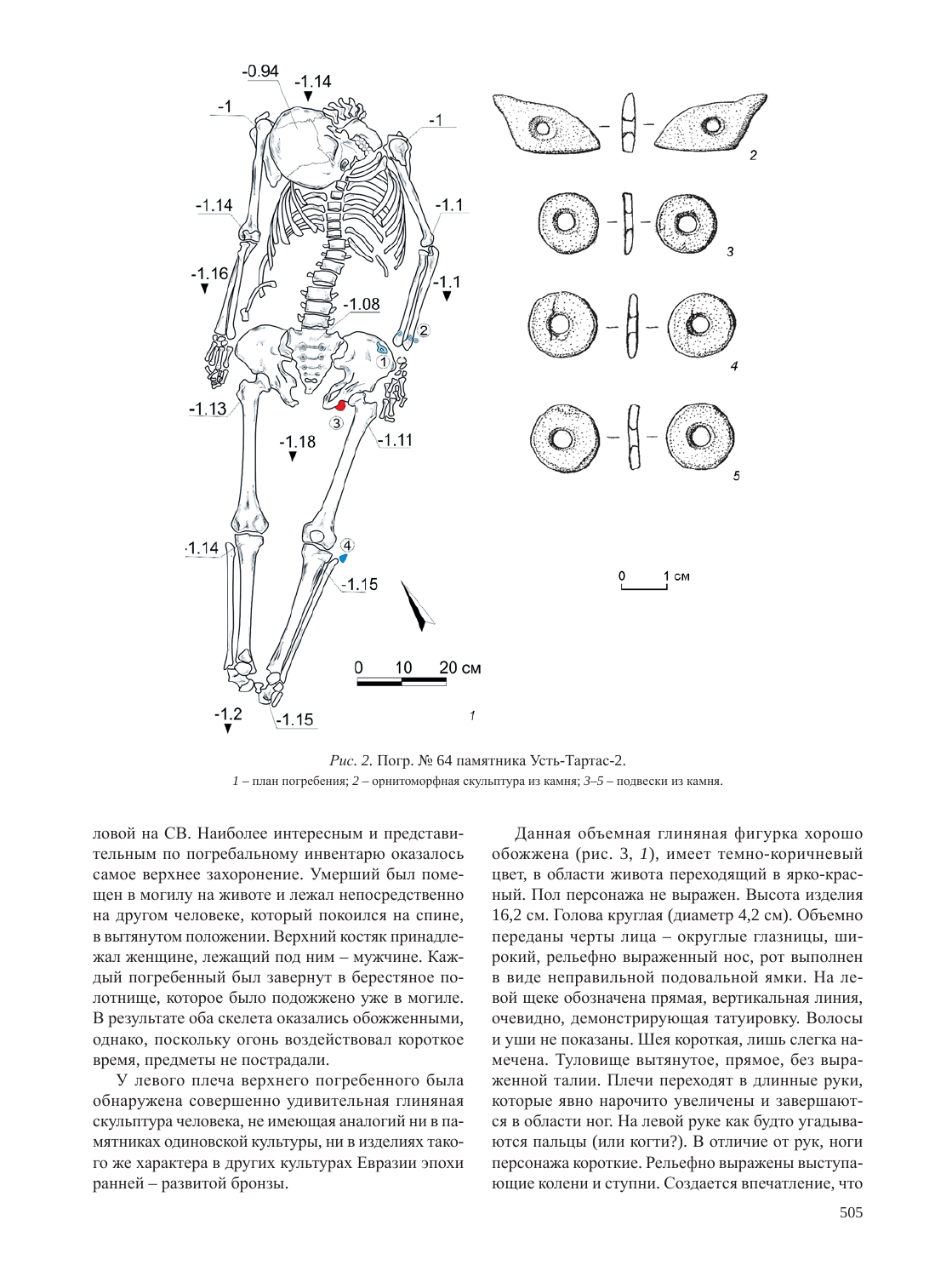*Рис. 2.* Погр. № 64 памятника Усть-Тартас-2.
*1* – план погребения; *2* – орнитоморфная скульптура из камня; *3–5* – подвески из камня.

ловой на СВ. Наиболее интересным и представительным по погребальному инвентарю оказалось самое верхнее захоронение. Умерший был помещен в могилу на животе и лежал непосредственно на другом человеке, который покоился на спине, в вытянутом положении. Верхний костяк принадлежал женщине, лежащий под ним – мужчине. Каждый погребенный был завернут в берестяное полотнище, которое было подожжено уже в могиле. В результате оба скелета оказались обожженными, однако, поскольку огонь воздействовал короткое время, предметы не пострадали.

У левого плеча верхнего погребенного была обнаружена совершенно удивительная глиняная скульптура человека, не имеющая аналогий ни в памятниках одиновской культуры, ни в изделиях такого же характера в других культурах Евразии эпохи ранней – развитой бронзы.

Данная объемная глиняная фигурка хорошо обожжена (рис. 3, *1*), имеет темно-коричневый цвет, в области живота переходящий в ярко-красный. Пол персонажа не выражен. Высота изделия 16,2 см. Голова круглая (диаметр 4,2 см). Объемно переданы черты лица – округлые глазницы, широкий, рельефно выраженный нос, рот выполнен в виде неправильной подовальной ямки. На левой щеке обозначена прямая, вертикальная линия, очевидно, демонстрирующая татуировку. Волосы и уши не показаны. Шея короткая, лишь слегка намечена. Туловище вытянутое, прямое, без выраженной талии. Плечи переходят в длинные руки, которые явно нарочито увеличены и завершаются в области ног. На левой руке как будто угадываются пальцы (или когти?). В отличие от рук, ноги персонажа короткие. Рельефно выражены выступающие колени и ступни. Создается впечатление, что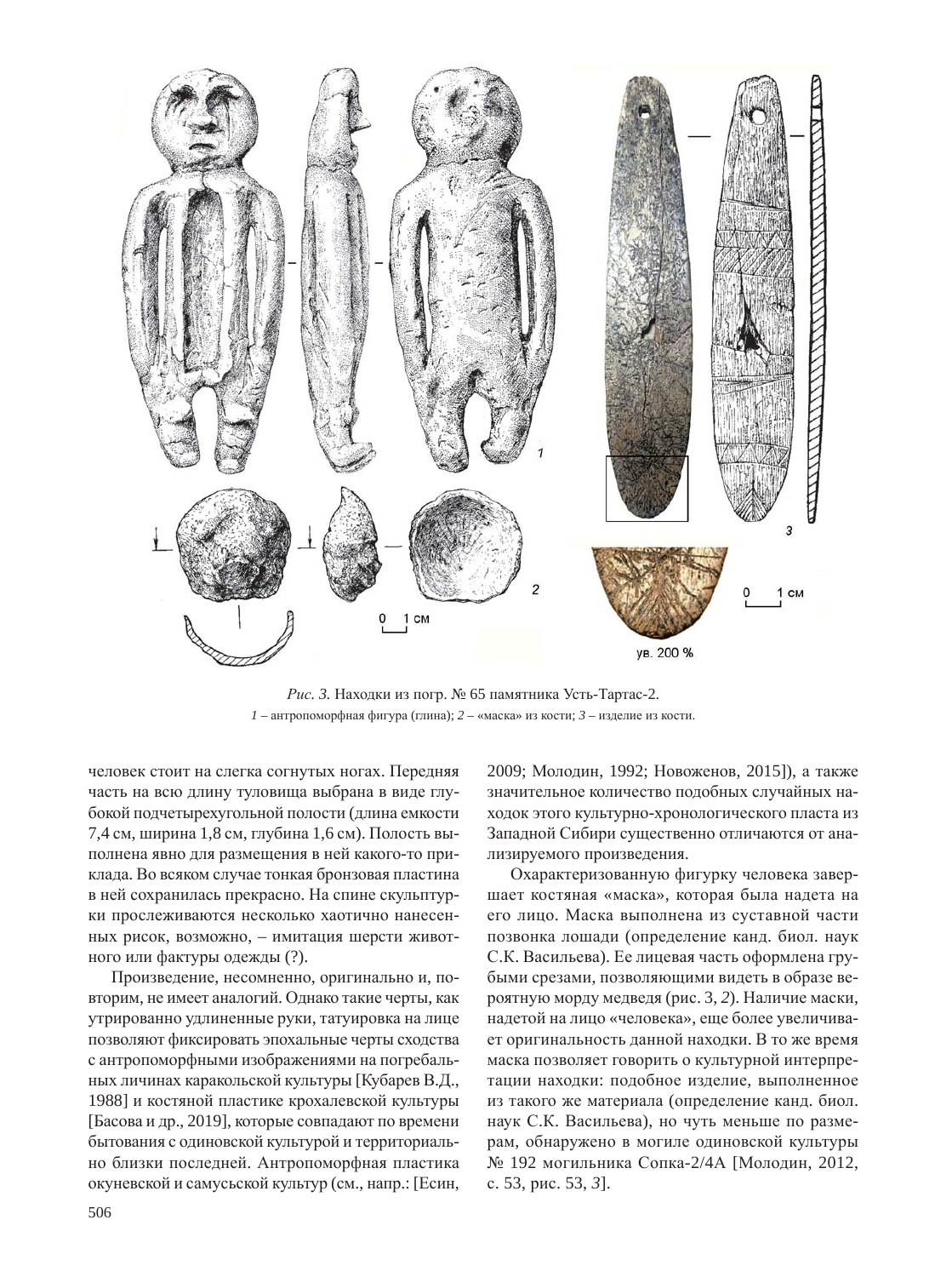*Рис. 3.* Находки из погр. № 65 памятника Усть-Тартас-2.
*1* – антропоморфная фигура (глина); *2* – «маска» из кости; *3* – изделие из кости.

человек стоит на слегка согнутых ногах. Передняя часть на всю длину туловища выбрана в виде глубокой подчетырехугольной полости (длина емкости 7,4 см, ширина 1,8 см, глубина 1,6 см). Полость выполнена явно для размещения в ней какого-то приклада. Во всяком случае тонкая бронзовая пластина в ней сохранилась прекрасно. На спине скульптурки прослеживаются несколько хаотично нанесенных рисок, возможно, – имитация шерсти животного или фактуры одежды (?).

Произведение, несомненно, оригинально и, повторим, не имеет аналогий. Однако такие черты, как утрированно удлиненные руки, татуировка на лице позволяют фиксировать эпохальные черты сходства с антропоморфными изображениями на погребальных личинах каракольской культуры [Кубарев В.Д., 1988] и костяной пластике крохалевской культуры [Басова и др., 2019], которые совпадают по времени бытования с одиновской культурой и территориально близки последней. Антропоморфная пластика окуневской и самусьской культур (см., напр.: [Есин, 2009; Молодин, 1992; Новоженов, 2015]), а также значительное количество подобных случайных находок этого культурно-хронологического пласта из Западной Сибири существенно отличаются от анализируемого произведения.

Охарактеризованную фигурку человека завершает костяная «маска», которая была надета на его лицо. Маска выполнена из суставной части позвонка лошади (определение канд. биол. наук С.К. Васильева). Ее лицевая часть оформлена грубыми срезами, позволяющими видеть в образе вероятную морду медведя (рис. 3, *2*). Наличие маски, надетой на лицо «человека», еще более увеличивает оригинальность данной находки. В то же время маска позволяет говорить о культурной интерпретации находки: подобное изделие, выполненное из такого же материала (определение канд. биол. наук С.К. Васильева), но чуть меньше по размерам, обнаружено в могиле одиновской культуры № 192 могильника Сопка-2/4А [Молодин, 2012, с. 53, рис. 53, *3*].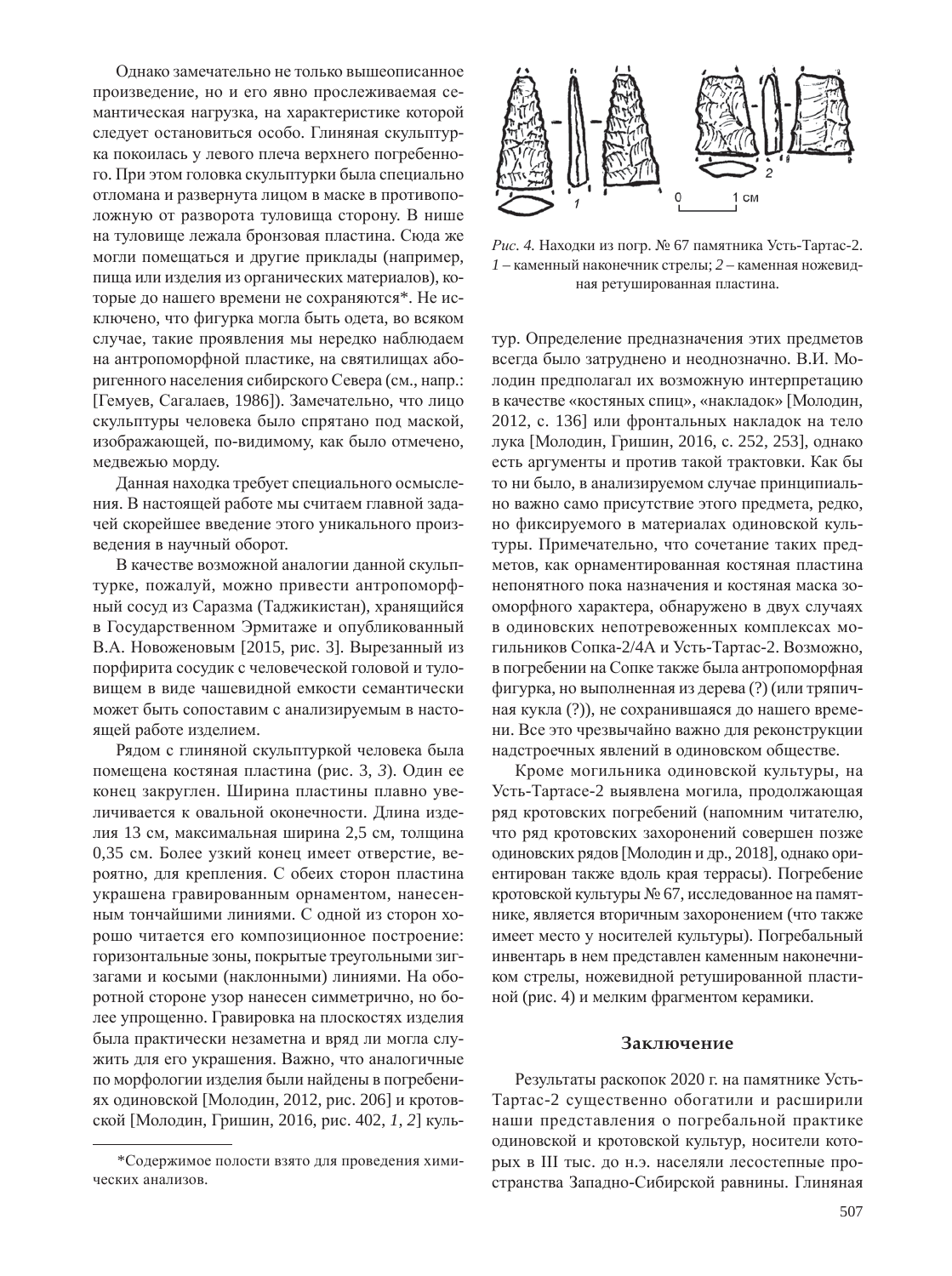Однако замечательно не только вышеописанное произведение, но и его явно прослеживаемая семантическая нагрузка, на характеристике которой следует остановиться особо. Глиняная скульптурка покоилась у левого плеча верхнего погребенного. При этом головка скульптурки была специально отломана и развернута лицом в маске в противоположную от разворота туловища сторону. В нише на туловище лежала бронзовая пластина. Сюда же могли помещаться и другие приклады (например, пища или изделия из органических материалов), которые до нашего времени не сохраняются*. Не исключено, что фигурка могла быть одета, во всяком случае, такие проявления мы нередко наблюдаем на антропоморфной пластике, на святилищах аборигенного населения сибирского Севера (см., напр.: [Гемуев, Сагалаев, 1986]). Замечательно, что лицо скульптуры человека было спрятано под маской, изображающей, по-видимому, как было отмечено, медвежью морду.

Данная находка требует специального осмысления. В настоящей работе мы считаем главной задачей скорейшее введение этого уникального произведения в научный оборот.

В качестве возможной аналогии данной скульптурке, пожалуй, можно привести антропоморфный сосуд из Саразма (Таджикистан), хранящийся в Государственном Эрмитаже и опубликованный В.А. Новоженовым [2015, рис. 3]. Вырезанный из порфирита сосудик с человеческой головой и туловищем в виде чашевидной емкости семантически может быть сопоставим с анализируемым в настоящей работе изделием.

Рядом с глиняной скульптуркой человека была помещена костяная пластина (рис. 3, *3*). Один ее конец закруглен. Ширина пластины плавно увеличивается к овальной оконечности. Длина изделия 13 см, максимальная ширина 2,5 см, толщина 0,35 см. Более узкий конец имеет отверстие, вероятно, для крепления. С обеих сторон пластина украшена гравированным орнаментом, нанесенным тончайшими линиями. С одной из сторон хорошо читается его композиционное построение: горизонтальные зоны, покрытые треугольными зигзагами и косыми (наклонными) линиями. На оборотной стороне узор нанесен симметрично, но более упрощенно. Гравировка на плоскостях изделия была практически незаметна и вряд ли могла служить для его украшения. Важно, что аналогичные по морфологии изделия были найдены в погребениях одиновской [Молодин, 2012, рис. 206] и кротовской [Молодин, Гришин, 2016, рис. 402, *1, 2*] культур. Определение предназначения этих предметов всегда было затруднено и неоднозначно. В.И. Молодин предполагал их возможную интерпретацию в качестве «костяных спиц», «накладок» [Молодин, 2012, с. 136] или фронтальных накладок на тело лука [Молодин, Гришин, 2016, с. 252, 253], однако есть аргументы и против такой трактовки. Как бы то ни было, в анализируемом случае принципиально важно само присутствие этого предмета, редко, но фиксируемого в материалах одиновской культуры. Примечательно, что сочетание таких предметов, как орнаментированная костяная пластина непонятного пока назначения и костяная маска зооморфного характера, обнаружено в двух случаях в одиновских непотревоженных комплексах могильников Сопка-2/4А и Усть-Тартас-2. Возможно, в погребении на Сопке также была антропоморфная фигурка, но выполненная из дерева (?) (или тряпичная кукла (?)), не сохранившаяся до нашего времени. Все это чрезвычайно важно для реконструкции надстроечных явлений в одиновском обществе.

*Рис. 4.* Находки из погр. № 67 памятника Усть-Тартас-2. *1* – каменный наконечник стрелы; *2* – каменная ножевидная ретушированная пластина.

Кроме могильника одиновской культуры, на Усть-Тартасе-2 выявлена могила, продолжающая ряд кротовских погребений (напомним читателю, что ряд кротовских захоронений совершен позже одиновских рядов [Молодин и др., 2018], однако ориентирован также вдоль края террасы). Погребение кротовской культуры № 67, исследованное на памятнике, является вторичным захоронением (что также имеет место у носителей культуры). Погребальный инвентарь в нем представлен каменным наконечником стрелы, ножевидной ретушированной пластиной (рис. 4) и мелким фрагментом керамики.

### Заключение

Результаты раскопок 2020 г. на памятнике Усть-Тартас-2 существенно обогатили и расширили наши представления о погребальной практике одиновской и кротовской культур, носители которых в III тыс. до н.э. населяли лесостепные пространства Западно-Сибирской равнины. Глиняная

---

*Содержимое полости взято для проведения химических анализов.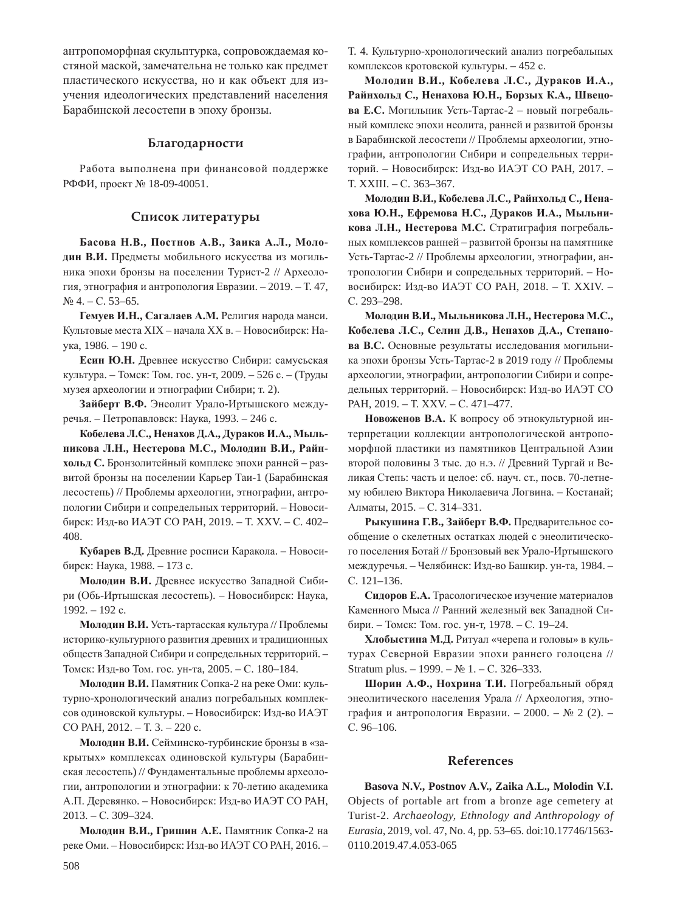антропоморфная скульптурка, сопровождаемая костяной маской, замечательна не только как предмет пластического искусства, но и как объект для изучения идеологических представлений населения Барабинской лесостепи в эпоху бронзы.

## Благодарности

Работа выполнена при финансовой поддержке РФФИ, проект № 18-09-40051.

## Список литературы

**Басова Н.В., Постнов А.В., Заика А.Л., Молодин В.И.** Предметы мобильного искусства из могильника эпохи бронзы на поселении Турист-2 // Археология, этнография и антропология Евразии. – 2019. – Т. 47, № 4. – С. 53–65.

**Гемуев И.Н., Сагалаев А.М.** Религия народа манси. Культовые места XIX – начала XX в. – Новосибирск: Наука, 1986. – 190 с.

**Есин Ю.Н.** Древнее искусство Сибири: самусьская культура. – Томск: Том. гос. ун-т, 2009. – 526 с. – (Труды музея археологии и этнографии Сибири; т. 2).

**Зайберт В.Ф.** Энеолит Урало-Иртышского междуречья. – Петропавловск: Наука, 1993. – 246 с.

**Кобелева Л.С., Ненахов Д.А., Дураков И.А., Мыльникова Л.Н., Нестерова М.С., Молодин В.И., Райнхольд С.** Бронзолитейный комплекс эпохи ранней – развитой бронзы на поселении Карьер Таи-1 (Барабинская лесостепь) // Проблемы археологии, этнографии, антропологии Сибири и сопредельных территорий. – Новосибирск: Изд-во ИАЭТ СО РАН, 2019. – Т. XXV. – С. 402–408.

**Кубарев В.Д.** Древние росписи Каракола. – Новосибирск: Наука, 1988. – 173 с.

**Молодин В.И.** Древнее искусство Западной Сибири (Обь-Иртышская лесостепь). – Новосибирск: Наука, 1992. – 192 с.

**Молодин В.И.** Усть-тартасская культура // Проблемы историко-культурного развития древних и традиционных обществ Западной Сибири и сопредельных территорий. – Томск: Изд-во Том. гос. ун-та, 2005. – С. 180–184.

**Молодин В.И.** Памятник Сопка-2 на реке Оми: культурно-хронологический анализ погребальных комплексов одиновской культуры. – Новосибирск: Изд-во ИАЭТ СО РАН, 2012. – Т. 3. – 220 с.

**Молодин В.И.** Сейминско-турбинские бронзы в «закрытых» комплексах одиновской культуры (Барабинская лесостепь) // Фундаментальные проблемы археологии, антропологии и этнографии: к 70-летию академика А.П. Деревянко. – Новосибирск: Изд-во ИАЭТ СО РАН, 2013. – С. 309–324.

**Молодин В.И., Гришин А.Е.** Памятник Сопка-2 на реке Оми. – Новосибирск: Изд-во ИАЭТ СО РАН, 2016. – Т. 4. Культурно-хронологический анализ погребальных комплексов кротовской культуры. – 452 с.

**Молодин В.И., Кобелева Л.С., Дураков И.А., Райнхольд С., Ненахова Ю.Н., Борзых К.А., Швецова Е.С.** Могильник Усть-Тартас-2 – новый погребальный комплекс эпохи неолита, ранней и развитой бронзы в Барабинской лесостепи // Проблемы археологии, этнографии, антропологии Сибири и сопредельных территорий. – Новосибирск: Изд-во ИАЭТ СО РАН, 2017. – Т. XXIII. – С. 363–367.

**Молодин В.И., Кобелева Л.С., Райнхольд С., Ненахова Ю.Н., Ефремова Н.С., Дураков И.А., Мыльникова Л.Н., Нестерова М.С.** Стратиграфия погребальных комплексов ранней – развитой бронзы на памятнике Усть-Тартас-2 // Проблемы археологии, этнографии, антропологии Сибири и сопредельных территорий. – Новосибирск: Изд-во ИАЭТ СО РАН, 2018. – Т. XXIV. – С. 293–298.

**Молодин В.И., Мыльникова Л.Н., Нестерова М.С., Кобелева Л.С., Селин Д.В., Ненахов Д.А., Степанова В.С.** Основные результаты исследования могильника эпохи бронзы Усть-Тартас-2 в 2019 году // Проблемы археологии, этнографии, антропологии Сибири и сопредельных территорий. – Новосибирск: Изд-во ИАЭТ СО РАН, 2019. – Т. XXV. – С. 471–477.

**Новоженов В.А.** К вопросу об этнокультурной интерпретации коллекции антропологической антропоморфной пластики из памятников Центральной Азии второй половины 3 тыс. до н.э. // Древний Тургай и Великая Степь: часть и целое: сб. науч. ст., посв. 70-летнему юбилею Виктора Николаевича Логвина. – Костанай; Алматы, 2015. – С. 314–331.

**Рыкушина Г.В., Зайберт В.Ф.** Предварительное сообщение о скелетных остатках людей с энеолитического поселения Ботай // Бронзовый век Урало-Иртышского междуречья. – Челябинск: Изд-во Башкир. ун-та, 1984. – С. 121–136.

**Сидоров Е.А.** Трасологическое изучение материалов Каменного Мыса // Ранний железный век Западной Сибири. – Томск: Том. гос. ун-т, 1978. – С. 19–24.

**Хлобыстина М.Д.** Ритуал «черепа и головы» в культурах Северной Евразии эпохи раннего голоцена // Stratum plus. – 1999. – № 1. – С. 326–333.

**Шорин А.Ф., Нохрина Т.И.** Погребальный обряд энеолитического населения Урала // Археология, этнография и антропология Евразии. – 2000. – № 2 (2). – С. 96–106.

## References

**Basova N.V., Postnov A.V., Zaika A.L., Molodin V.I.** Objects of portable art from a bronze age cemetery at Turist-2. *Archaeology, Ethnology and Anthropology of Eurasia*, 2019, vol. 47, No. 4, pp. 53–65. doi:10.17746/1563-0110.2019.47.4.053-065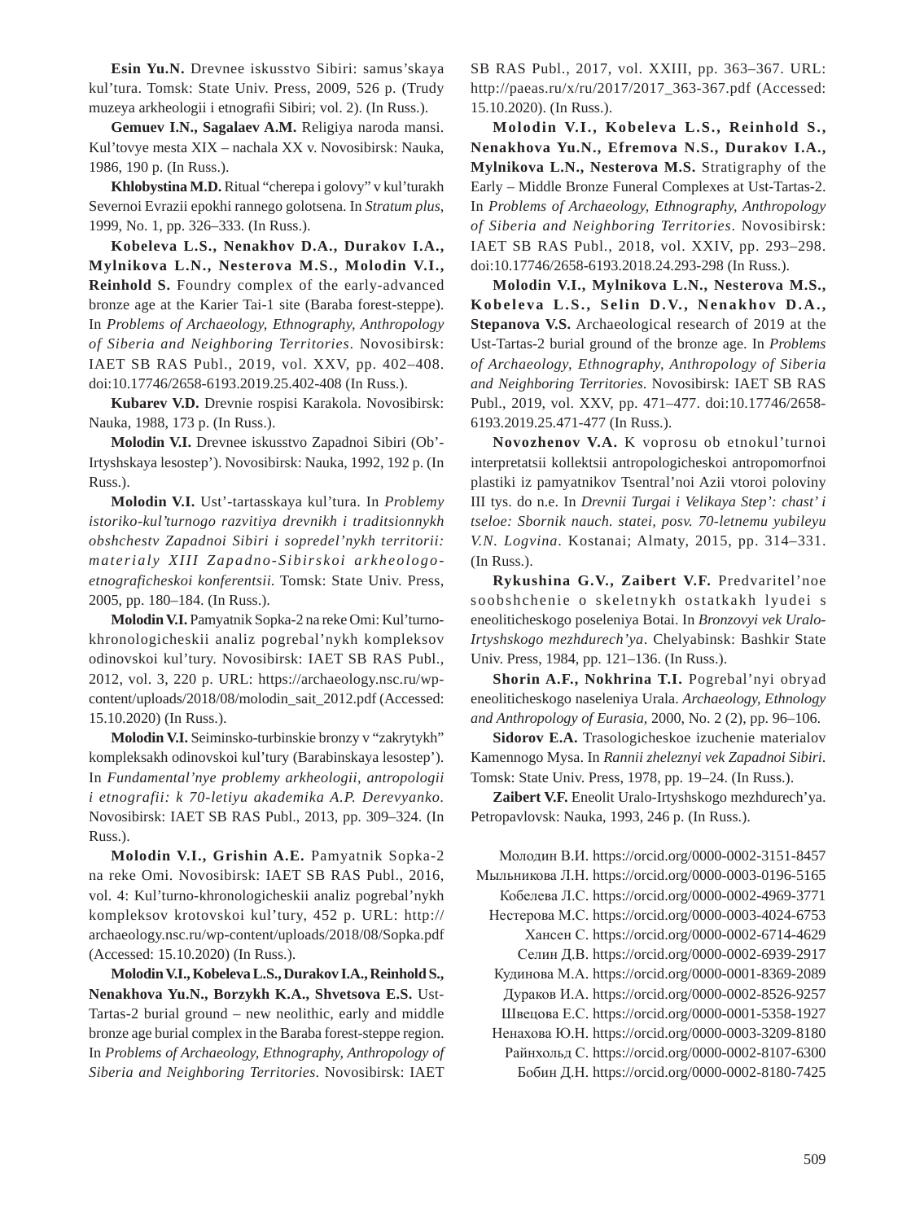**Esin Yu.N.** Drevnee iskusstvo Sibiri: samus'skaya kul'tura. Tomsk: State Univ. Press, 2009, 526 p. (Trudy muzeya arkheologii i etnografii Sibiri; vol. 2). (In Russ.).

**Gemuev I.N., Sagalaev A.M.** Religiya naroda mansi. Kul'tovye mesta XIX – nachala XX v. Novosibirsk: Nauka, 1986, 190 p. (In Russ.).

**Khlobystina M.D.** Ritual "cherepa i golovy" v kul'turakh Severnoi Evrazii epokhi rannego golotsena. In *Stratum plus*, 1999, No. 1, pp. 326–333. (In Russ.).

**Kobeleva L.S., Nenakhov D.A., Durakov I.A., Mylnikova L.N., Nesterova M.S., Molodin V.I., Reinhold S.** Foundry complex of the early-advanced bronze age at the Karier Tai-1 site (Baraba forest-steppe). In *Problems of Archaeology, Ethnography, Anthropology of Siberia and Neighboring Territories*. Novosibirsk: IAET SB RAS Publ., 2019, vol. XXV, pp. 402–408. doi:10.17746/2658-6193.2019.25.402-408 (In Russ.).

**Kubarev V.D.** Drevnie rospisi Karakola. Novosibirsk: Nauka, 1988, 173 p. (In Russ.).

**Molodin V.I.** Drevnee iskusstvo Zapadnoi Sibiri (Ob'-Irtyshskaya lesostep'). Novosibirsk: Nauka, 1992, 192 p. (In Russ.).

**Molodin V.I.** Ust'-tartasskaya kul'tura. In *Problemy istoriko-kul'turnogo razvitiya drevnikh i traditsionnykh obshchestv Zapadnoi Sibiri i sopredel'nykh territorii: materialy XIII Zapadno-Sibirskoi arkheologo-etnograficheskoi konferentsii*. Tomsk: State Univ. Press, 2005, pp. 180–184. (In Russ.).

**Molodin V.I.** Pamyatnik Sopka-2 na reke Omi: Kul'turno-khronologicheskii analiz pogrebal'nykh kompleksov odinovskoi kul'tury. Novosibirsk: IAET SB RAS Publ., 2012, vol. 3, 220 p. URL: https://archaeology.nsc.ru/wp-content/uploads/2018/08/molodin_sait_2012.pdf (Accessed: 15.10.2020) (In Russ.).

**Molodin V.I.** Seiminsko-turbinskie bronzy v "zakrytykh" kompleksakh odinovskoi kul'tury (Barabinskaya lesostep'). In *Fundamental'nye problemy arkheologii, antropologii i etnografii: k 70-letiyu akademika A.P. Derevyanko*. Novosibirsk: IAET SB RAS Publ., 2013, pp. 309–324. (In Russ.).

**Molodin V.I., Grishin A.E.** Pamyatnik Sopka-2 na reke Omi. Novosibirsk: IAET SB RAS Publ., 2016, vol. 4: Kul'turno-khronologicheskii analiz pogrebal'nykh kompleksov krotovskoi kul'tury, 452 p. URL: http://archaeology.nsc.ru/wp-content/uploads/2018/08/Sopka.pdf (Accessed: 15.10.2020) (In Russ.).

**Molodin V.I., Kobeleva L.S., Durakov I.A., Reinhold S., Nenakhova Yu.N., Borzykh K.A., Shvetsova E.S.** Ust-Tartas-2 burial ground – new neolithic, early and middle bronze age burial complex in the Baraba forest-steppe region. In *Problems of Archaeology, Ethnography, Anthropology of Siberia and Neighboring Territories*. Novosibirsk: IAET SB RAS Publ., 2017, vol. XXIII, pp. 363–367. URL: http://paeas.ru/x/ru/2017/2017_363-367.pdf (Accessed: 15.10.2020). (In Russ.).

**Molodin V.I., Kobeleva L.S., Reinhold S., Nenakhova Yu.N., Efremova N.S., Durakov I.A., Mylnikova L.N., Nesterova M.S.** Stratigraphy of the Early – Middle Bronze Funeral Complexes at Ust-Tartas-2. In *Problems of Archaeology, Ethnography, Anthropology of Siberia and Neighboring Territories*. Novosibirsk: IAET SB RAS Publ., 2018, vol. XXIV, pp. 293–298. doi:10.17746/2658-6193.2018.24.293-298 (In Russ.).

**Molodin V.I., Mylnikova L.N., Nesterova M.S., Kobeleva L.S., Selin D.V., Nenakhov D.A., Stepanova V.S.** Archaeological research of 2019 at the Ust-Tartas-2 burial ground of the bronze age. In *Problems of Archaeology, Ethnography, Anthropology of Siberia and Neighboring Territories*. Novosibirsk: IAET SB RAS Publ., 2019, vol. XXV, pp. 471–477. doi:10.17746/2658-6193.2019.25.471-477 (In Russ.).

**Novozhenov V.A.** K voprosu ob etnokul'turnoi interpretatsii kollektsii antropologicheskoi antropomorfnoi plastiki iz pamyatnikov Tsentral'noi Azii vtoroi poloviny III tys. do n.e. In *Drevnii Turgai i Velikaya Step': chast' i tseloe: Sbornik nauch. statei, posv. 70-letnemu yubileyu V.N. Logvina*. Kostanai; Almaty, 2015, pp. 314–331. (In Russ.).

**Rykushina G.V., Zaibert V.F.** Predvaritel'noe soobshchenie o skeletnykh ostatkakh lyudei s eneoliticheskogo poseleniya Botai. In *Bronzovyi vek Uralo-Irtyshskogo mezhdurech'ya*. Chelyabinsk: Bashkir State Univ. Press, 1984, pp. 121–136. (In Russ.).

**Shorin A.F., Nokhrina T.I.** Pogrebal'nyi obryad eneoliticheskogo naseleniya Urala. *Archaeology, Ethnology and Anthropology of Eurasia*, 2000, No. 2 (2), pp. 96–106.

**Sidorov E.A.** Trasologicheskoe izuchenie materialov Kamennogo Mysa. In *Rannii zheleznyi vek Zapadnoi Sibiri*. Tomsk: State Univ. Press, 1978, pp. 19–24. (In Russ.).

**Zaibert V.F.** Eneolit Uralo-Irtyshskogo mezhdurech'ya. Petropavlovsk: Nauka, 1993, 246 p. (In Russ.).

Молодин В.И. https://orcid.org/0000-0002-3151-8457
Мыльникова Л.Н. https://orcid.org/0000-0003-0196-5165
Кобелева Л.С. https://orcid.org/0000-0002-4969-3771
Нестерова М.С. https://orcid.org/0000-0003-4024-6753
Хансен С. https://orcid.org/0000-0002-6714-4629
Селин Д.В. https://orcid.org/0000-0002-6939-2917
Кудинова М.А. https://orcid.org/0000-0001-8369-2089
Дураков И.А. https://orcid.org/0000-0002-8526-9257
Швецова Е.С. https://orcid.org/0000-0001-5358-1927
Ненахова Ю.Н. https://orcid.org/0000-0003-3209-8180
Райнхольд С. https://orcid.org/0000-0002-8107-6300
Бобин Д.Н. https://orcid.org/0000-0002-8180-7425